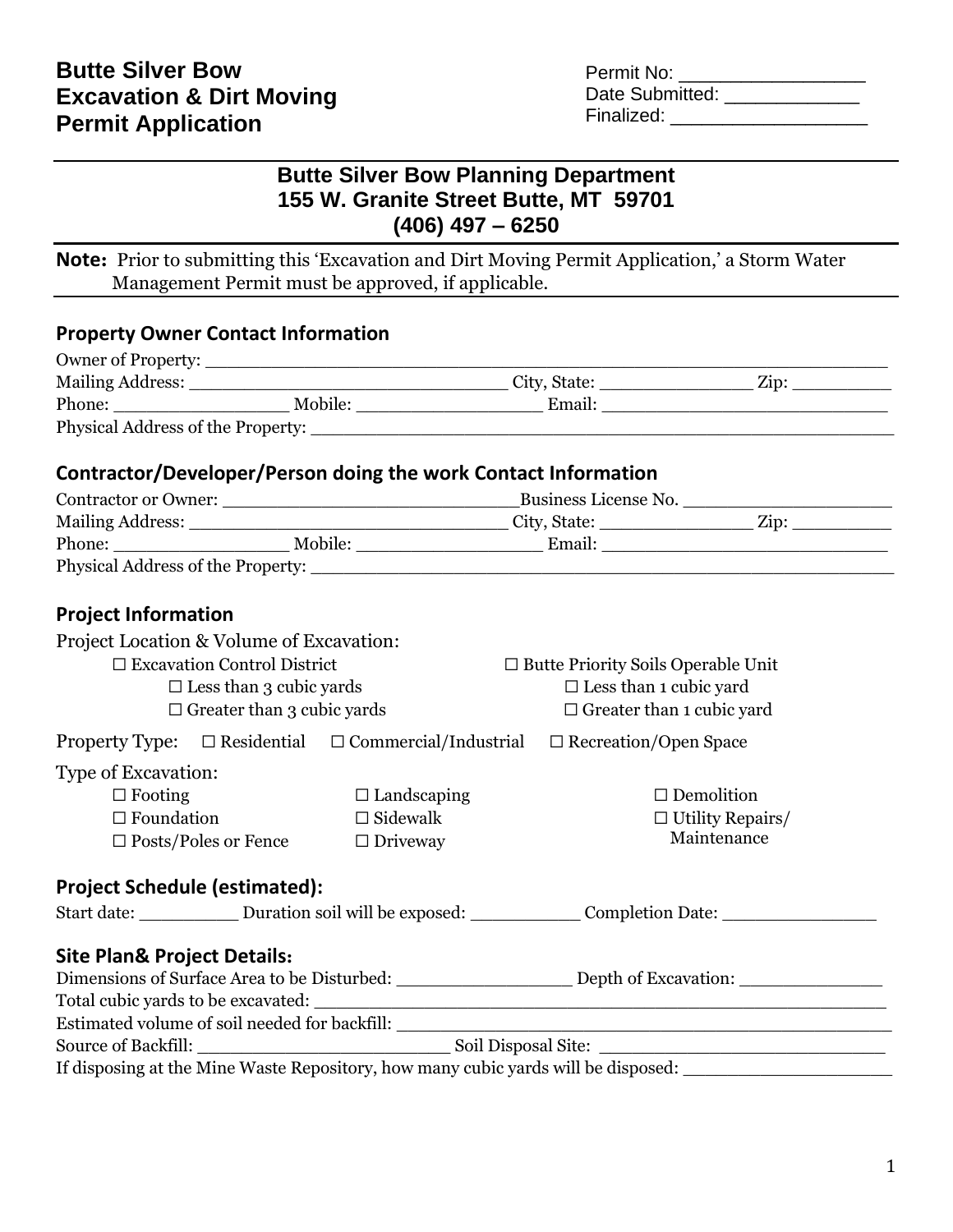# Butte Silver Bow Excavation & Dirt Moving Permit Application

Permit No: _________________
Date Submitted: ____________
Finalized: _________________

---

## Butte Silver Bow Planning Department
## 155 W. Granite Street Butte, MT 59701
## (406) 497 – 6250

**Note:** Prior to submitting this 'Excavation and Dirt Moving Permit Application,' a Storm Water Management Permit must be approved, if applicable.

### Property Owner Contact Information

Owner of Property: ____________________________________________________________

Mailing Address: _____________________________ City, State: ______________ Zip: _________

Phone: ________________ Mobile: _________________ Email: __________________________

Physical Address of the Property: _______________________________________________________

### Contractor/Developer/Person doing the work Contact Information

Contractor or Owner: ___________________________Business License No. ____________________

Mailing Address: _____________________________ City, State: ______________ Zip: _________

Phone: ________________ Mobile: _________________ Email: __________________________

Physical Address of the Property: _______________________________________________________

### Project Information

Project Location & Volume of Excavation:

- ☐ Excavation Control District
  - ☐ Less than 3 cubic yards
  - ☐ Greater than 3 cubic yards
- ☐ Butte Priority Soils Operable Unit
  - ☐ Less than 1 cubic yard
  - ☐ Greater than 1 cubic yard

Property Type: ☐ Residential ☐ Commercial/Industrial ☐ Recreation/Open Space

Type of Excavation:

- ☐ Footing
- ☐ Foundation
- ☐ Posts/Poles or Fence
- ☐ Landscaping
- ☐ Sidewalk
- ☐ Driveway
- ☐ Demolition
- ☐ Utility Repairs/ Maintenance

### Project Schedule (estimated):

Start date: _________ Duration soil will be exposed: __________ Completion Date: ______________

### Site Plan& Project Details:

Dimensions of Surface Area to be Disturbed: ________________ Depth of Excavation: _____________

Total cubic yards to be excavated: _______________________________________________________

Estimated volume of soil needed for backfill: _______________________________________________

Source of Backfill: _______________________ Soil Disposal Site: ___________________________

If disposing at the Mine Waste Repository, how many cubic yards will be disposed: ___________________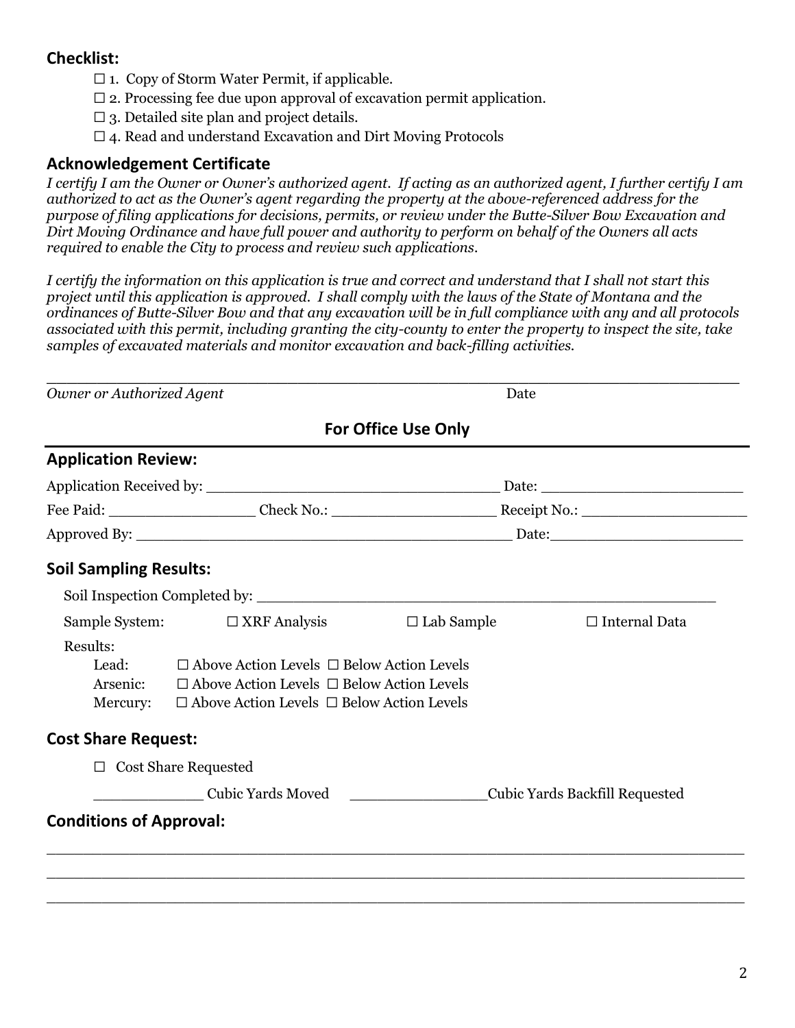## Checklist:

☐ 1. Copy of Storm Water Permit, if applicable.
☐ 2. Processing fee due upon approval of excavation permit application.
☐ 3. Detailed site plan and project details.
☐ 4. Read and understand Excavation and Dirt Moving Protocols

## Acknowledgement Certificate

*I certify I am the Owner or Owner's authorized agent. If acting as an authorized agent, I further certify I am authorized to act as the Owner's agent regarding the property at the above-referenced address for the purpose of filing applications for decisions, permits, or review under the Butte-Silver Bow Excavation and Dirt Moving Ordinance and have full power and authority to perform on behalf of the Owners all acts required to enable the City to process and review such applications.*

*I certify the information on this application is true and correct and understand that I shall not start this project until this application is approved. I shall comply with the laws of the State of Montana and the ordinances of Butte-Silver Bow and that any excavation will be in full compliance with any and all protocols associated with this permit, including granting the city-county to enter the property to inspect the site, take samples of excavated materials and monitor excavation and back-filling activities.*

_______________________________________________________________________

*Owner or Authorized Agent* Date

## For Office Use Only

## Application Review:

Application Received by: _________________________________ Date: ______________________

Fee Paid: ________________ Check No.: __________________ Receipt No.: ___________________

Approved By: ___________________________________________ Date:_____________________

## Soil Sampling Results:

Soil Inspection Completed by: _____________________________________________________

Sample System: ☐ XRF Analysis ☐ Lab Sample ☐ Internal Data

Results:

Lead: ☐ Above Action Levels ☐ Below Action Levels
Arsenic: ☐ Above Action Levels ☐ Below Action Levels
Mercury: ☐ Above Action Levels ☐ Below Action Levels

## Cost Share Request:

☐ Cost Share Requested

____________ Cubic Yards Moved _______________Cubic Yards Backfill Requested

## Conditions of Approval:

_______________________________________________________________________________

_______________________________________________________________________________

_______________________________________________________________________________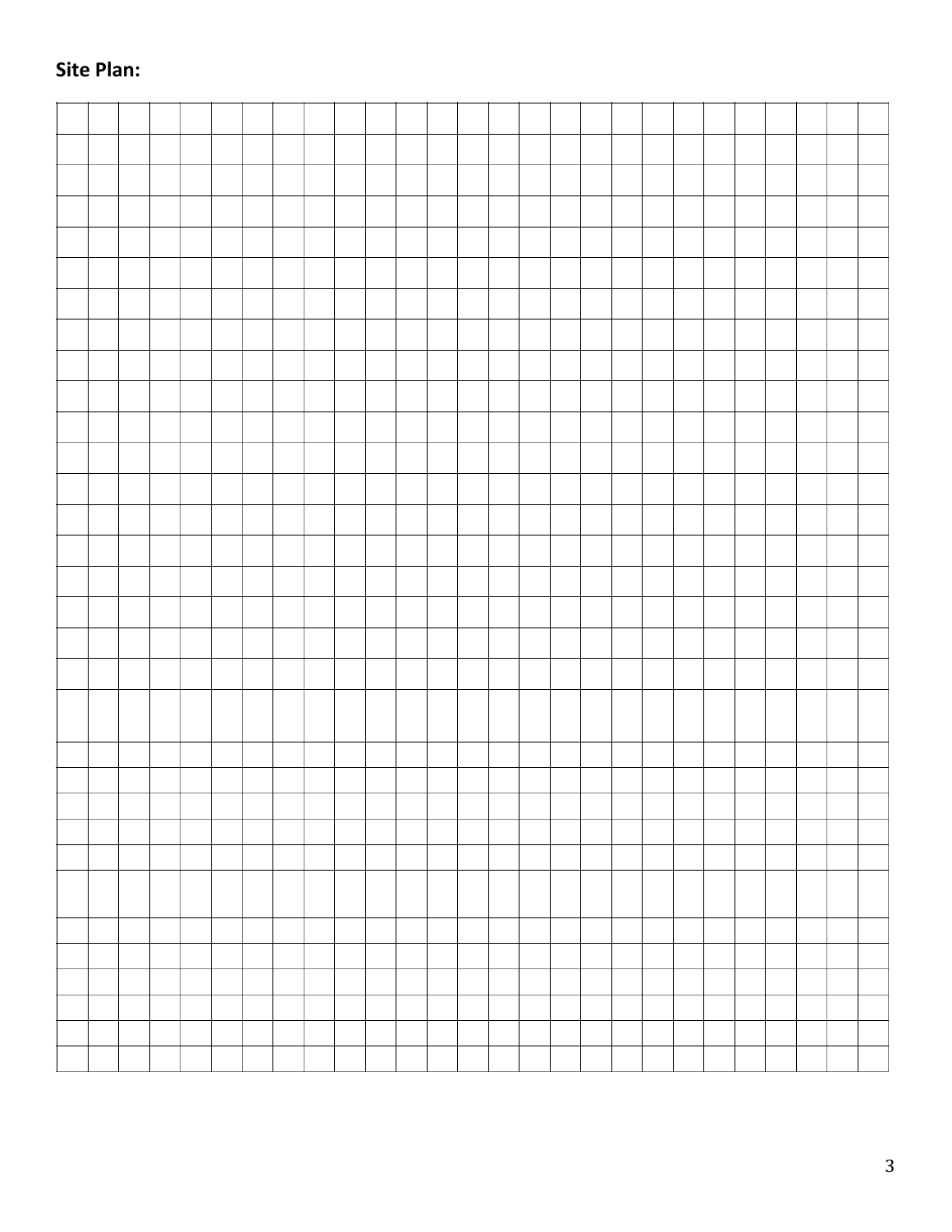**Site Plan:**